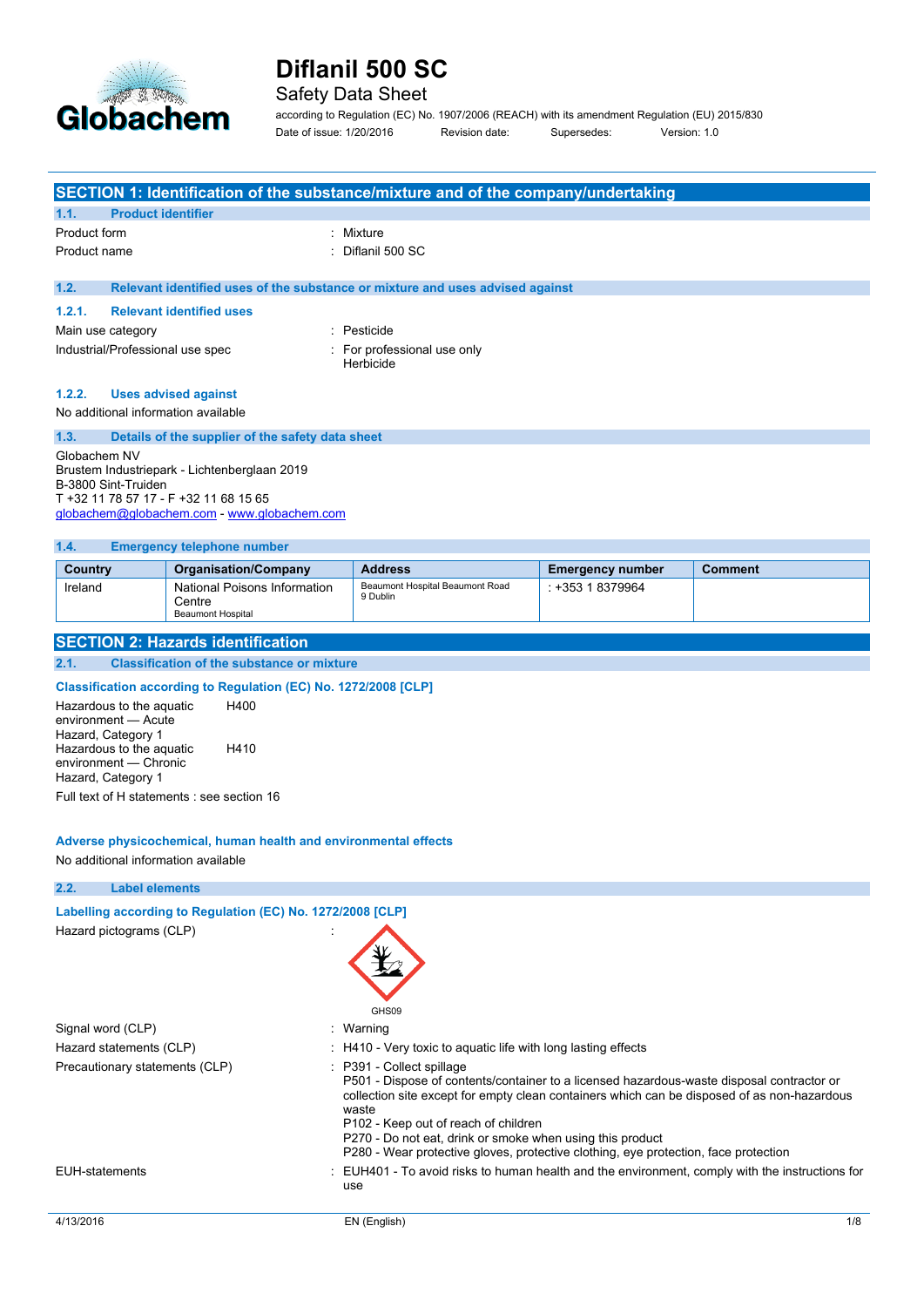# Diflanil 500 SC

Safety Data Sheet

according to Regulation (EC) No. 1907/2006 (REACH) with its amendment Regulation (EU) 2015/830

Date of issue: 1/20/2016 Revision date: Supersedes: Version: 1.0

## SECTION 1: Identification of the substance/mixture and of the company/undertaking

### 1.1. Product identifier

Product form : Mixture

Product name : Diflanil 500 SC

### 1.2. Relevant identified uses of the substance or mixture and uses advised against

#### 1.2.1. Relevant identified uses

Main use category : Pesticide

Industrial/Professional use spec : For professional use only
Herbicide

#### 1.2.2. Uses advised against

No additional information available

### 1.3. Details of the supplier of the safety data sheet

Globachem NV
Brustem Industriepark - Lichtenberglaan 2019
B-3800 Sint-Truiden
T +32 11 78 57 17 - F +32 11 68 15 65
globachem@globachem.com - www.globachem.com

### 1.4. Emergency telephone number

| Country | Organisation/Company | Address | Emergency number | Comment |
|---|---|---|---|---|
| Ireland | National Poisons Information Centre<br>Beaumont Hospital | Beaumont Hospital Beaumont Road 9 Dublin | : +353 1 8379964 | |

## SECTION 2: Hazards identification

### 2.1. Classification of the substance or mixture

**Classification according to Regulation (EC) No. 1272/2008 [CLP]**

Hazardous to the aquatic environment — Acute Hazard, Category 1 H400

Hazardous to the aquatic environment — Chronic Hazard, Category 1 H410

Full text of H statements : see section 16

**Adverse physicochemical, human health and environmental effects**

No additional information available

### 2.2. Label elements

**Labelling according to Regulation (EC) No. 1272/2008 [CLP]**

Hazard pictograms (CLP) :

GHS09

Signal word (CLP) : Warning

Hazard statements (CLP) : H410 - Very toxic to aquatic life with long lasting effects

Precautionary statements (CLP) : P391 - Collect spillage
P501 - Dispose of contents/container to a licensed hazardous-waste disposal contractor or collection site except for empty clean containers which can be disposed of as non-hazardous waste
P102 - Keep out of reach of children
P270 - Do not eat, drink or smoke when using this product
P280 - Wear protective gloves, protective clothing, eye protection, face protection

EUH-statements : EUH401 - To avoid risks to human health and the environment, comply with the instructions for use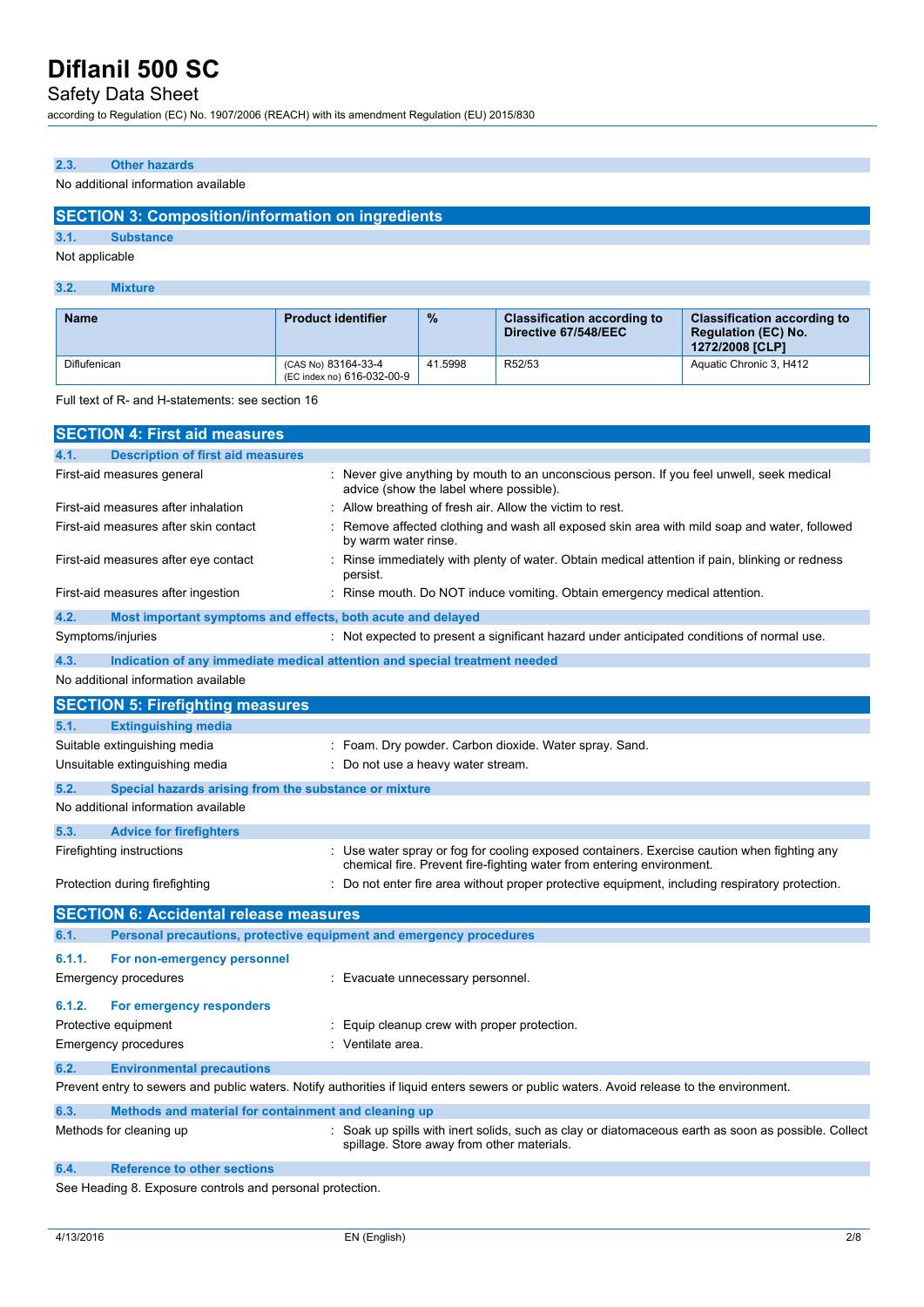### 2.3. Other hazards

No additional information available

## SECTION 3: Composition/information on ingredients

### 3.1. Substance

Not applicable

### 3.2. Mixture

| Name | Product identifier | % | Classification according to Directive 67/548/EEC | Classification according to Regulation (EC) No. 1272/2008 [CLP] |
|---|---|---|---|---|
| Diflufenican | (CAS No) 83164-33-4<br>(EC index no) 616-032-00-9 | 41.5998 | R52/53 | Aquatic Chronic 3, H412 |

Full text of R- and H-statements: see section 16

## SECTION 4: First aid measures

### 4.1. Description of first aid measures

First-aid measures general : Never give anything by mouth to an unconscious person. If you feel unwell, seek medical advice (show the label where possible).

First-aid measures after inhalation : Allow breathing of fresh air. Allow the victim to rest.

First-aid measures after skin contact : Remove affected clothing and wash all exposed skin area with mild soap and water, followed by warm water rinse.

First-aid measures after eye contact : Rinse immediately with plenty of water. Obtain medical attention if pain, blinking or redness persist.

First-aid measures after ingestion : Rinse mouth. Do NOT induce vomiting. Obtain emergency medical attention.

### 4.2. Most important symptoms and effects, both acute and delayed

Symptoms/injuries : Not expected to present a significant hazard under anticipated conditions of normal use.

### 4.3. Indication of any immediate medical attention and special treatment needed

No additional information available

## SECTION 5: Firefighting measures

### 5.1. Extinguishing media

Suitable extinguishing media : Foam. Dry powder. Carbon dioxide. Water spray. Sand.

Unsuitable extinguishing media : Do not use a heavy water stream.

### 5.2. Special hazards arising from the substance or mixture

No additional information available

### 5.3. Advice for firefighters

Firefighting instructions : Use water spray or fog for cooling exposed containers. Exercise caution when fighting any chemical fire. Prevent fire-fighting water from entering environment.

Protection during firefighting : Do not enter fire area without proper protective equipment, including respiratory protection.

## SECTION 6: Accidental release measures

### 6.1. Personal precautions, protective equipment and emergency procedures

#### 6.1.1. For non-emergency personnel

Emergency procedures : Evacuate unnecessary personnel.

#### 6.1.2. For emergency responders

Protective equipment : Equip cleanup crew with proper protection.

Emergency procedures : Ventilate area.

### 6.2. Environmental precautions

Prevent entry to sewers and public waters. Notify authorities if liquid enters sewers or public waters. Avoid release to the environment.

### 6.3. Methods and material for containment and cleaning up

Methods for cleaning up : Soak up spills with inert solids, such as clay or diatomaceous earth as soon as possible. Collect spillage. Store away from other materials.

### 6.4. Reference to other sections

See Heading 8. Exposure controls and personal protection.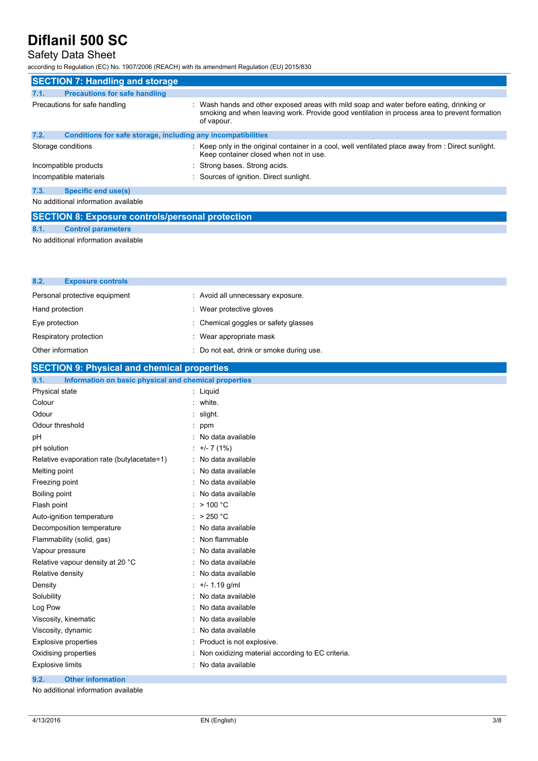## SECTION 7: Handling and storage

### 7.1. Precautions for safe handling

| | |
|---|---|
| Precautions for safe handling | : Wash hands and other exposed areas with mild soap and water before eating, drinking or smoking and when leaving work. Provide good ventilation in process area to prevent formation of vapour. |

### 7.2. Conditions for safe storage, including any incompatibilities

| | |
|---|---|
| Storage conditions | : Keep only in the original container in a cool, well ventilated place away from : Direct sunlight. Keep container closed when not in use. |
| Incompatible products | : Strong bases. Strong acids. |
| Incompatible materials | : Sources of ignition. Direct sunlight. |

### 7.3. Specific end use(s)

No additional information available

## SECTION 8: Exposure controls/personal protection

### 8.1. Control parameters

No additional information available

### 8.2. Exposure controls

| | |
|---|---|
| Personal protective equipment | : Avoid all unnecessary exposure. |
| Hand protection | : Wear protective gloves |
| Eye protection | : Chemical goggles or safety glasses |
| Respiratory protection | : Wear appropriate mask |
| Other information | : Do not eat, drink or smoke during use. |

## SECTION 9: Physical and chemical properties

### 9.1. Information on basic physical and chemical properties

| | |
|---|---|
| Physical state | : Liquid |
| Colour | : white. |
| Odour | : slight. |
| Odour threshold | : ppm |
| pH | : No data available |
| pH solution | : +/- 7 (1%) |
| Relative evaporation rate (butylacetate=1) | : No data available |
| Melting point | : No data available |
| Freezing point | : No data available |
| Boiling point | : No data available |
| Flash point | : > 100 °C |
| Auto-ignition temperature | : > 250 °C |
| Decomposition temperature | : No data available |
| Flammability (solid, gas) | : Non flammable |
| Vapour pressure | : No data available |
| Relative vapour density at 20 °C | : No data available |
| Relative density | : No data available |
| Density | : +/- 1.19 g/ml |
| Solubility | : No data available |
| Log Pow | : No data available |
| Viscosity, kinematic | : No data available |
| Viscosity, dynamic | : No data available |
| Explosive properties | : Product is not explosive. |
| Oxidising properties | : Non oxidizing material according to EC criteria. |
| Explosive limits | : No data available |

### 9.2. Other information

No additional information available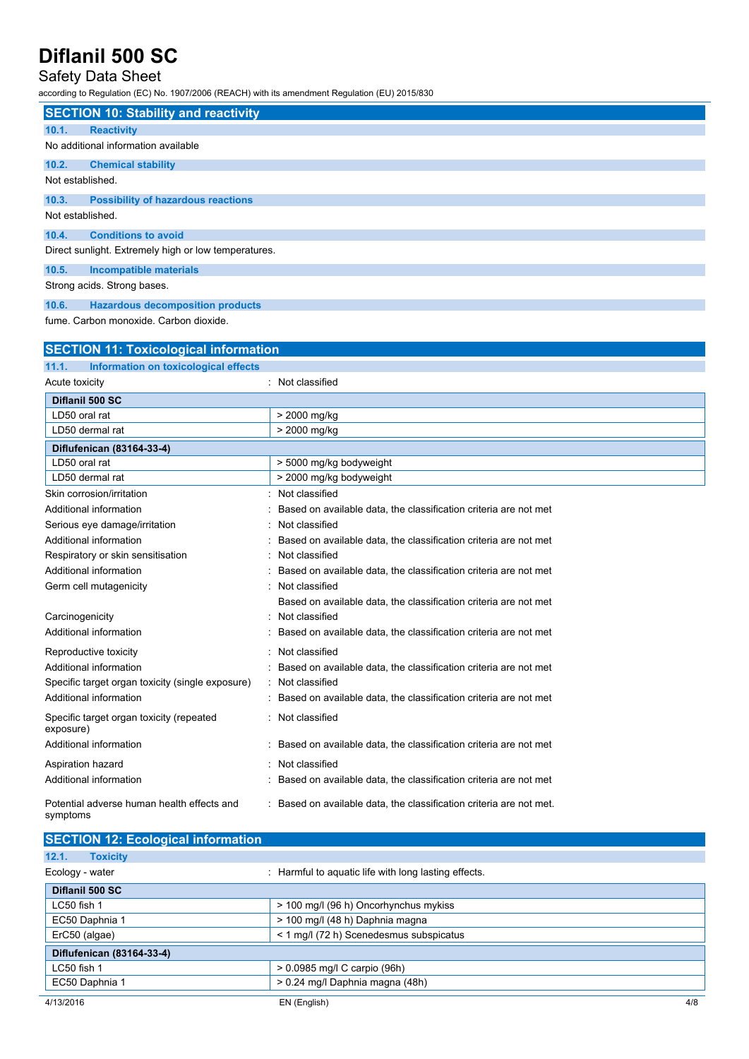## SECTION 10: Stability and reactivity

### 10.1. Reactivity

No additional information available

### 10.2. Chemical stability

Not established.

### 10.3. Possibility of hazardous reactions

Not established.

### 10.4. Conditions to avoid

Direct sunlight. Extremely high or low temperatures.

### 10.5. Incompatible materials

Strong acids. Strong bases.

### 10.6. Hazardous decomposition products

fume. Carbon monoxide. Carbon dioxide.

## SECTION 11: Toxicological information

### 11.1. Information on toxicological effects

Acute toxicity : Not classified

| **Diflanil 500 SC** | |
|---|---|
| LD50 oral rat | > 2000 mg/kg |
| LD50 dermal rat | > 2000 mg/kg |

| **Diflufenican (83164-33-4)** | |
|---|---|
| LD50 oral rat | > 5000 mg/kg bodyweight |
| LD50 dermal rat | > 2000 mg/kg bodyweight |

Skin corrosion/irritation : Not classified

Additional information : Based on available data, the classification criteria are not met

Serious eye damage/irritation : Not classified

Additional information : Based on available data, the classification criteria are not met

Respiratory or skin sensitisation : Not classified

Additional information : Based on available data, the classification criteria are not met

Germ cell mutagenicity : Not classified

Based on available data, the classification criteria are not met

Carcinogenicity : Not classified

Additional information : Based on available data, the classification criteria are not met

Reproductive toxicity : Not classified

Additional information : Based on available data, the classification criteria are not met

Specific target organ toxicity (single exposure) : Not classified

Additional information : Based on available data, the classification criteria are not met

Specific target organ toxicity (repeated exposure) : Not classified

Additional information : Based on available data, the classification criteria are not met

Aspiration hazard : Not classified

Additional information : Based on available data, the classification criteria are not met

Potential adverse human health effects and symptoms : Based on available data, the classification criteria are not met.

## SECTION 12: Ecological information

### 12.1. Toxicity

Ecology - water : Harmful to aquatic life with long lasting effects.

| **Diflanil 500 SC** | |
|---|---|
| LC50 fish 1 | > 100 mg/l (96 h) Oncorhynchus mykiss |
| EC50 Daphnia 1 | > 100 mg/l (48 h) Daphnia magna |
| ErC50 (algae) | < 1 mg/l (72 h) Scenedesmus subspicatus |

| **Diflufenican (83164-33-4)** | |
|---|---|
| LC50 fish 1 | > 0.0985 mg/l C carpio (96h) |
| EC50 Daphnia 1 | > 0.24 mg/l Daphnia magna (48h) |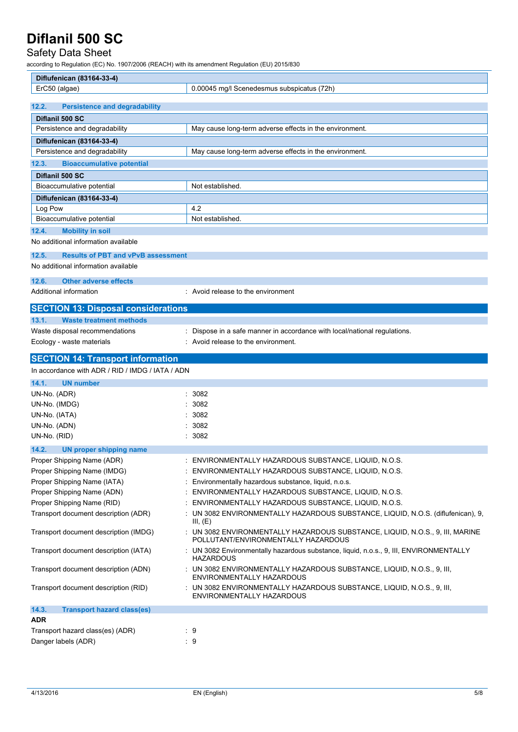| Diflufenican (83164-33-4) | |
|---|---|
| ErC50 (algae) | 0.00045 mg/l Scenedesmus subspicatus (72h) |

### 12.2. Persistence and degradability

| Diflanil 500 SC | |
|---|---|
| Persistence and degradability | May cause long-term adverse effects in the environment. |
| **Diflufenican (83164-33-4)** | |
| Persistence and degradability | May cause long-term adverse effects in the environment. |

### 12.3. Bioaccumulative potential

| Diflanil 500 SC | |
|---|---|
| Bioaccumulative potential | Not established. |
| **Diflufenican (83164-33-4)** | |
| Log Pow | 4.2 |
| Bioaccumulative potential | Not established. |

### 12.4. Mobility in soil

No additional information available

### 12.5. Results of PBT and vPvB assessment

No additional information available

### 12.6. Other adverse effects

Additional information : Avoid release to the environment

## SECTION 13: Disposal considerations

### 13.1. Waste treatment methods

Waste disposal recommendations : Dispose in a safe manner in accordance with local/national regulations.

Ecology - waste materials : Avoid release to the environment.

## SECTION 14: Transport information

In accordance with ADR / RID / IMDG / IATA / ADN

### 14.1. UN number

UN-No. (ADR) : 3082

UN-No. (IMDG) : 3082

UN-No. (IATA) : 3082

UN-No. (ADN) : 3082

UN-No. (RID) : 3082

### 14.2. UN proper shipping name

Proper Shipping Name (ADR) : ENVIRONMENTALLY HAZARDOUS SUBSTANCE, LIQUID, N.O.S.

Proper Shipping Name (IMDG) : ENVIRONMENTALLY HAZARDOUS SUBSTANCE, LIQUID, N.O.S.

Proper Shipping Name (IATA) : Environmentally hazardous substance, liquid, n.o.s.

Proper Shipping Name (ADN) : ENVIRONMENTALLY HAZARDOUS SUBSTANCE, LIQUID, N.O.S.

Proper Shipping Name (RID) : ENVIRONMENTALLY HAZARDOUS SUBSTANCE, LIQUID, N.O.S.

Transport document description (ADR) : UN 3082 ENVIRONMENTALLY HAZARDOUS SUBSTANCE, LIQUID, N.O.S. (diflufenican), 9, III, (E)

Transport document description (IMDG) : UN 3082 ENVIRONMENTALLY HAZARDOUS SUBSTANCE, LIQUID, N.O.S., 9, III, MARINE POLLUTANT/ENVIRONMENTALLY HAZARDOUS

Transport document description (IATA) : UN 3082 Environmentally hazardous substance, liquid, n.o.s., 9, III, ENVIRONMENTALLY HAZARDOUS

Transport document description (ADN) : UN 3082 ENVIRONMENTALLY HAZARDOUS SUBSTANCE, LIQUID, N.O.S., 9, III, ENVIRONMENTALLY HAZARDOUS

Transport document description (RID) : UN 3082 ENVIRONMENTALLY HAZARDOUS SUBSTANCE, LIQUID, N.O.S., 9, III, ENVIRONMENTALLY HAZARDOUS

### 14.3. Transport hazard class(es)

**ADR**

Transport hazard class(es) (ADR) : 9

Danger labels (ADR) : 9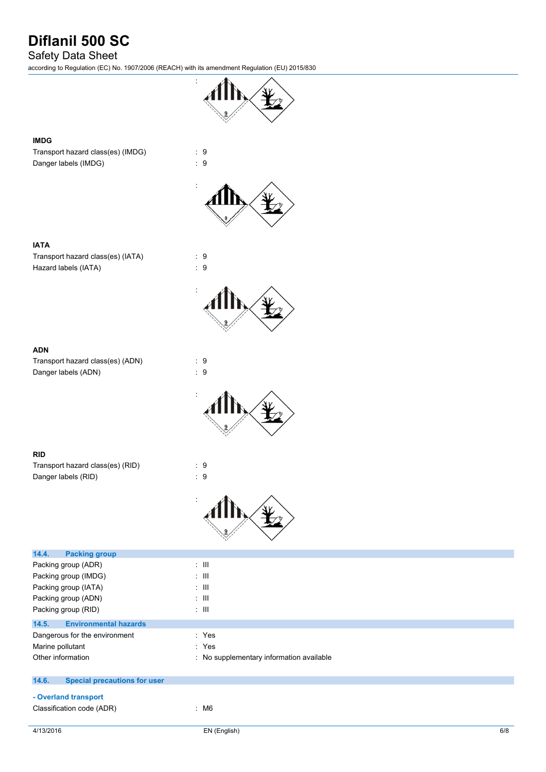:

**IMDG**

Transport hazard class(es) (IMDG) : 9

Danger labels (IMDG) : 9

:

**IATA**

Transport hazard class(es) (IATA) : 9

Hazard labels (IATA) : 9

:

**ADN**

Transport hazard class(es) (ADN) : 9

Danger labels (ADN) : 9

:

**RID**

Transport hazard class(es) (RID) : 9

Danger labels (RID) : 9

:

## 14.4. Packing group

Packing group (ADR) : III

Packing group (IMDG) : III

Packing group (IATA) : III

Packing group (ADN) : III

Packing group (RID) : III

## 14.5. Environmental hazards

Dangerous for the environment : Yes

Marine pollutant : Yes

Other information : No supplementary information available

## 14.6. Special precautions for user

**- Overland transport**

Classification code (ADR) : M6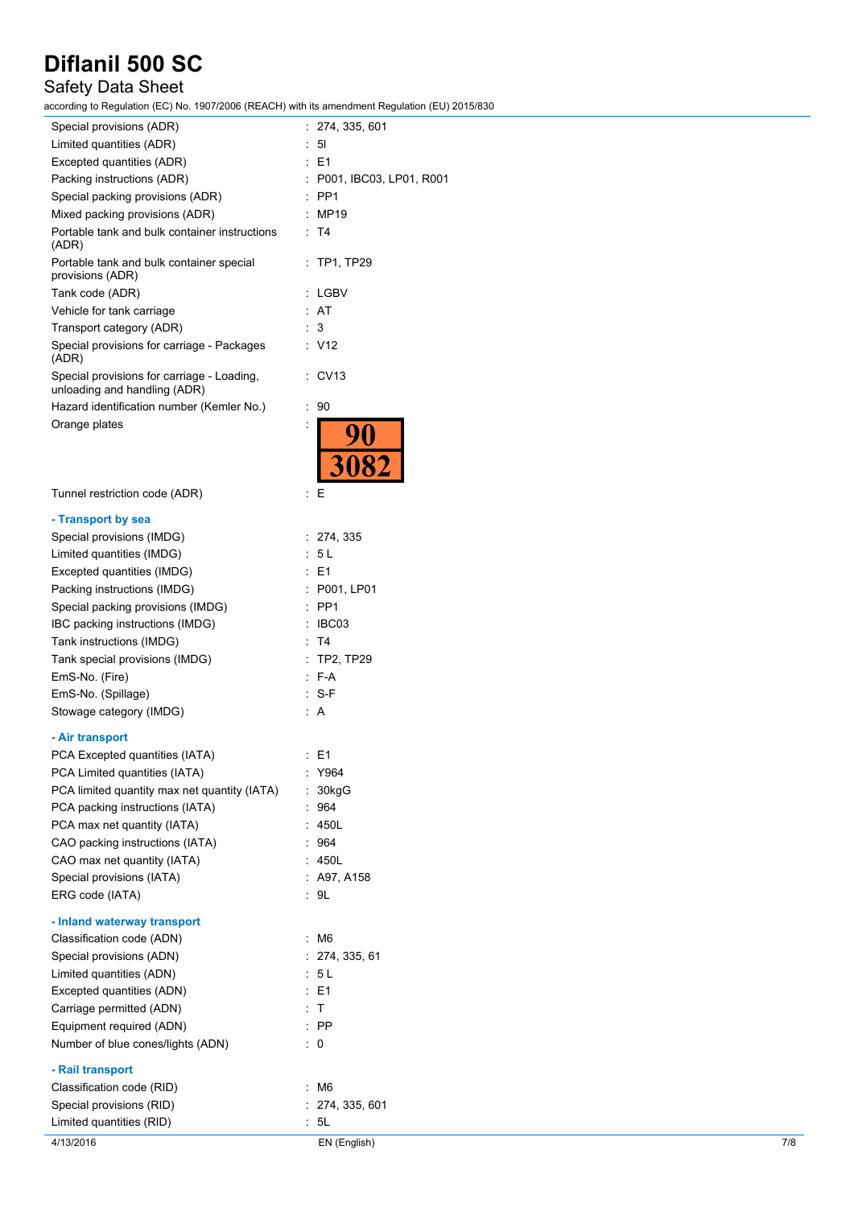| | |
|---|---|
| Special provisions (ADR) | : 274, 335, 601 |
| Limited quantities (ADR) | : 5l |
| Excepted quantities (ADR) | : E1 |
| Packing instructions (ADR) | : P001, IBC03, LP01, R001 |
| Special packing provisions (ADR) | : PP1 |
| Mixed packing provisions (ADR) | : MP19 |
| Portable tank and bulk container instructions (ADR) | : T4 |
| Portable tank and bulk container special provisions (ADR) | : TP1, TP29 |
| Tank code (ADR) | : LGBV |
| Vehicle for tank carriage | : AT |
| Transport category (ADR) | : 3 |
| Special provisions for carriage - Packages (ADR) | : V12 |
| Special provisions for carriage - Loading, unloading and handling (ADR) | : CV13 |
| Hazard identification number (Kemler No.) | : 90 |
| Orange plates | : 90 / 3082 |
| Tunnel restriction code (ADR) | : E |

**- Transport by sea**

| | |
|---|---|
| Special provisions (IMDG) | : 274, 335 |
| Limited quantities (IMDG) | : 5 L |
| Excepted quantities (IMDG) | : E1 |
| Packing instructions (IMDG) | : P001, LP01 |
| Special packing provisions (IMDG) | : PP1 |
| IBC packing instructions (IMDG) | : IBC03 |
| Tank instructions (IMDG) | : T4 |
| Tank special provisions (IMDG) | : TP2, TP29 |
| EmS-No. (Fire) | : F-A |
| EmS-No. (Spillage) | : S-F |
| Stowage category (IMDG) | : A |

**- Air transport**

| | |
|---|---|
| PCA Excepted quantities (IATA) | : E1 |
| PCA Limited quantities (IATA) | : Y964 |
| PCA limited quantity max net quantity (IATA) | : 30kgG |
| PCA packing instructions (IATA) | : 964 |
| PCA max net quantity (IATA) | : 450L |
| CAO packing instructions (IATA) | : 964 |
| CAO max net quantity (IATA) | : 450L |
| Special provisions (IATA) | : A97, A158 |
| ERG code (IATA) | : 9L |

**- Inland waterway transport**

| | |
|---|---|
| Classification code (ADN) | : M6 |
| Special provisions (ADN) | : 274, 335, 61 |
| Limited quantities (ADN) | : 5 L |
| Excepted quantities (ADN) | : E1 |
| Carriage permitted (ADN) | : T |
| Equipment required (ADN) | : PP |
| Number of blue cones/lights (ADN) | : 0 |

**- Rail transport**

| | |
|---|---|
| Classification code (RID) | : M6 |
| Special provisions (RID) | : 274, 335, 601 |
| Limited quantities (RID) | : 5L |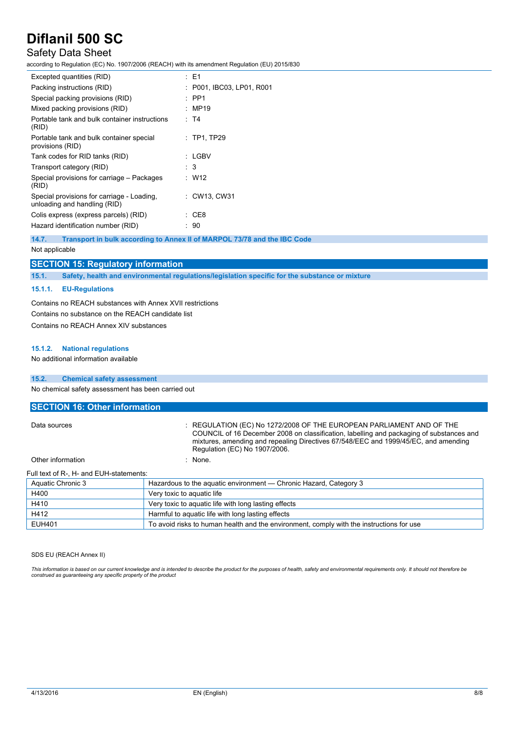| | | |
|---|---|---|
| Excepted quantities (RID) | : | E1 |
| Packing instructions (RID) | : | P001, IBC03, LP01, R001 |
| Special packing provisions (RID) | : | PP1 |
| Mixed packing provisions (RID) | : | MP19 |
| Portable tank and bulk container instructions (RID) | : | T4 |
| Portable tank and bulk container special provisions (RID) | : | TP1, TP29 |
| Tank codes for RID tanks (RID) | : | LGBV |
| Transport category (RID) | : | 3 |
| Special provisions for carriage – Packages (RID) | : | W12 |
| Special provisions for carriage - Loading, unloading and handling (RID) | : | CW13, CW31 |
| Colis express (express parcels) (RID) | : | CE8 |
| Hazard identification number (RID) | : | 90 |

### 14.7. Transport in bulk according to Annex II of MARPOL 73/78 and the IBC Code

Not applicable

## SECTION 15: Regulatory information

### 15.1. Safety, health and environmental regulations/legislation specific for the substance or mixture

#### 15.1.1. EU-Regulations

Contains no REACH substances with Annex XVII restrictions

Contains no substance on the REACH candidate list

Contains no REACH Annex XIV substances

#### 15.1.2. National regulations

No additional information available

### 15.2. Chemical safety assessment

No chemical safety assessment has been carried out

## SECTION 16: Other information

| | | |
|---|---|---|
| Data sources | : | REGULATION (EC) No 1272/2008 OF THE EUROPEAN PARLIAMENT AND OF THE COUNCIL of 16 December 2008 on classification, labelling and packaging of substances and mixtures, amending and repealing Directives 67/548/EEC and 1999/45/EC, and amending Regulation (EC) No 1907/2006. |
| Other information | : | None. |

Full text of R-, H- and EUH-statements:

| | |
|---|---|
| Aquatic Chronic 3 | Hazardous to the aquatic environment — Chronic Hazard, Category 3 |
| H400 | Very toxic to aquatic life |
| H410 | Very toxic to aquatic life with long lasting effects |
| H412 | Harmful to aquatic life with long lasting effects |
| EUH401 | To avoid risks to human health and the environment, comply with the instructions for use |

SDS EU (REACH Annex II)

*This information is based on our current knowledge and is intended to describe the product for the purposes of health, safety and environmental requirements only. It should not therefore be construed as guaranteeing any specific property of the product*